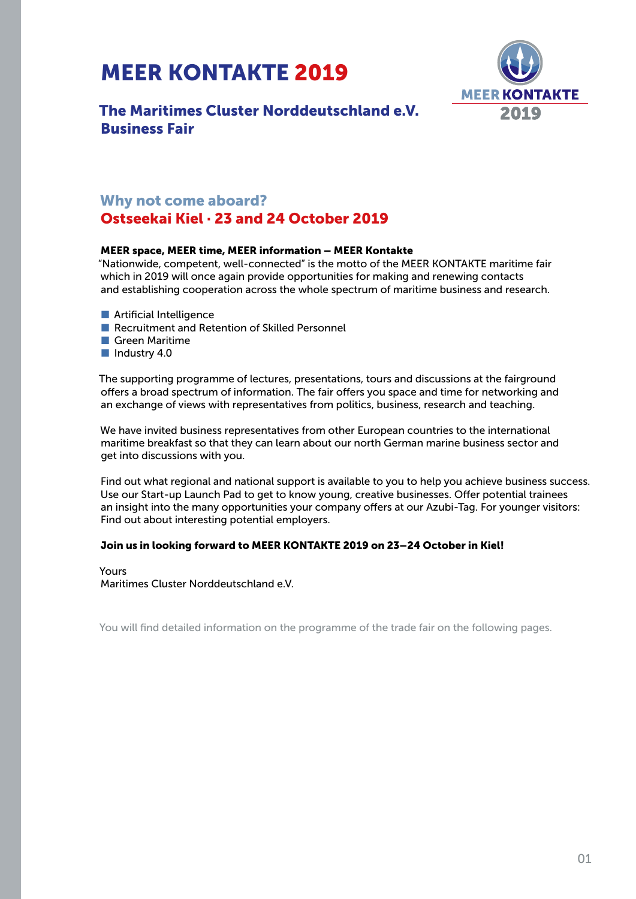# MEER KONTAKTE 2019

## The Maritimes Cluster Norddeutschland e.V. Business Fair

MEER KONTAKTE 2019

## Why not come aboard?

## Ostseekai Kiel · 23 and 24 October 2019

**MEER space, MEER time, MEER information – MEER Kontakte**

"Nationwide, competent, well-connected" is the motto of the MEER KONTAKTE maritime fair which in 2019 will once again provide opportunities for making and renewing contacts and establishing cooperation across the whole spectrum of maritime business and research.

- Artificial Intelligence
- Recruitment and Retention of Skilled Personnel
- Green Maritime
- Industry 4.0

The supporting programme of lectures, presentations, tours and discussions at the fairground offers a broad spectrum of information. The fair offers you space and time for networking and an exchange of views with representatives from politics, business, research and teaching.

We have invited business representatives from other European countries to the international maritime breakfast so that they can learn about our north German marine business sector and get into discussions with you.

Find out what regional and national support is available to you to help you achieve business success. Use our Start-up Launch Pad to get to know young, creative businesses. Offer potential trainees an insight into the many opportunities your company offers at our Azubi-Tag. For younger visitors: Find out about interesting potential employers.

**Join us in looking forward to MEER KONTAKTE 2019 on 23–24 October in Kiel!**

Yours
Maritimes Cluster Norddeutschland e.V.

You will find detailed information on the programme of the trade fair on the following pages.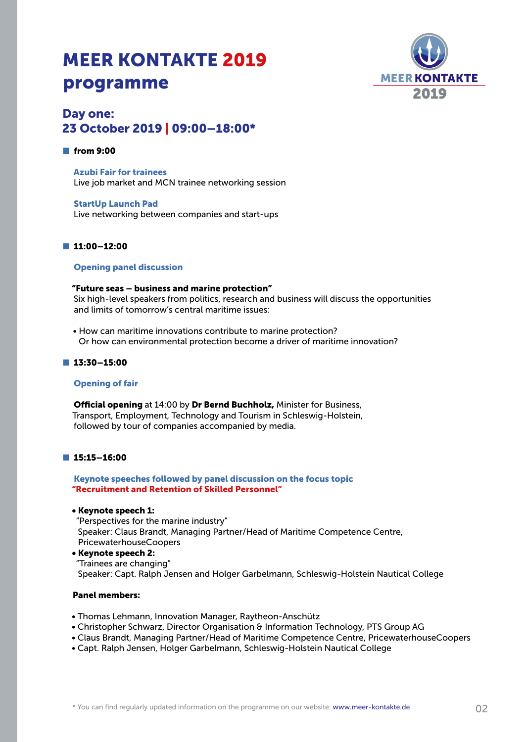# MEER KONTAKTE 2019 programme

MEER KONTAKTE 2019

## Day one: 23 October 2019 | 09:00–18:00*

### from 9:00

**Azubi Fair for trainees**
Live job market and MCN trainee networking session

**StartUp Launch Pad**
Live networking between companies and start-ups

### 11:00–12:00

**Opening panel discussion**

**"Future seas – business and marine protection"**
Six high-level speakers from politics, research and business will discuss the opportunities and limits of tomorrow's central maritime issues:

- How can maritime innovations contribute to marine protection? Or how can environmental protection become a driver of maritime innovation?

### 13:30–15:00

**Opening of fair**

**Official opening** at 14:00 by **Dr Bernd Buchholz,** Minister for Business, Transport, Employment, Technology and Tourism in Schleswig-Holstein, followed by tour of companies accompanied by media.

### 15:15–16:00

**Keynote speeches followed by panel discussion on the focus topic "Recruitment and Retention of Skilled Personnel"**

- **Keynote speech 1:**
  "Perspectives for the marine industry"
  Speaker: Claus Brandt, Managing Partner/Head of Maritime Competence Centre, PricewaterhouseCoopers
- **Keynote speech 2:**
  "Trainees are changing"
  Speaker: Capt. Ralph Jensen and Holger Garbelmann, Schleswig-Holstein Nautical College

**Panel members:**

- Thomas Lehmann, Innovation Manager, Raytheon-Anschütz
- Christopher Schwarz, Director Organisation & Information Technology, PTS Group AG
- Claus Brandt, Managing Partner/Head of Maritime Competence Centre, PricewaterhouseCoopers
- Capt. Ralph Jensen, Holger Garbelmann, Schleswig-Holstein Nautical College

* You can find regularly updated information on the programme on our website: www.meer-kontakte.de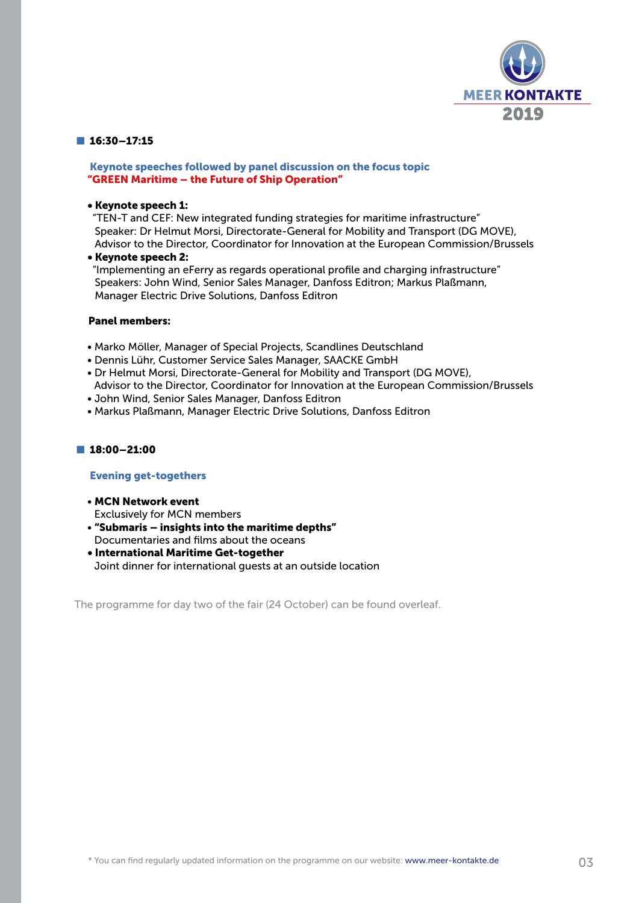## 16:30–17:15

### Keynote speeches followed by panel discussion on the focus topic "GREEN Maritime – the Future of Ship Operation"

- **Keynote speech 1:**
  "TEN-T and CEF: New integrated funding strategies for maritime infrastructure"
  Speaker: Dr Helmut Morsi, Directorate-General for Mobility and Transport (DG MOVE), Advisor to the Director, Coordinator for Innovation at the European Commission/Brussels
- **Keynote speech 2:**
  "Implementing an eFerry as regards operational profile and charging infrastructure"
  Speakers: John Wind, Senior Sales Manager, Danfoss Editron; Markus Plaßmann, Manager Electric Drive Solutions, Danfoss Editron

**Panel members:**

- Marko Möller, Manager of Special Projects, Scandlines Deutschland
- Dennis Lühr, Customer Service Sales Manager, SAACKE GmbH
- Dr Helmut Morsi, Directorate-General for Mobility and Transport (DG MOVE), Advisor to the Director, Coordinator for Innovation at the European Commission/Brussels
- John Wind, Senior Sales Manager, Danfoss Editron
- Markus Plaßmann, Manager Electric Drive Solutions, Danfoss Editron

## 18:00–21:00

### Evening get-togethers

- **MCN Network event**
  Exclusively for MCN members
- **"Submaris – insights into the maritime depths"**
  Documentaries and films about the oceans
- **International Maritime Get-together**
  Joint dinner for international guests at an outside location

The programme for day two of the fair (24 October) can be found overleaf.

* You can find regularly updated information on the programme on our website: www.meer-kontakte.de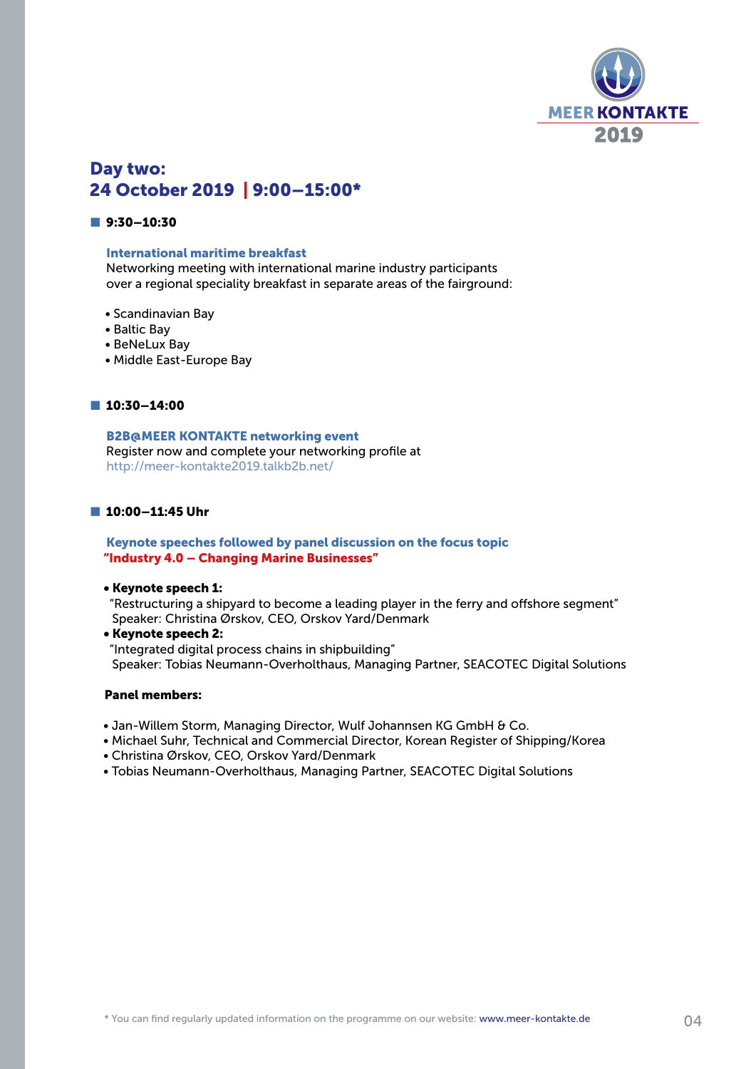## Day two:
## 24 October 2019 | 9:00–15:00*

### 9:30–10:30

**International maritime breakfast**
Networking meeting with international marine industry participants over a regional speciality breakfast in separate areas of the fairground:

- Scandinavian Bay
- Baltic Bay
- BeNeLux Bay
- Middle East-Europe Bay

### 10:30–14:00

**B2B@MEER KONTAKTE networking event**
Register now and complete your networking profile at
http://meer-kontakte2019.talkb2b.net/

### 10:00–11:45 Uhr

**Keynote speeches followed by panel discussion on the focus topic**
**"Industry 4.0 – Changing Marine Businesses"**

- **Keynote speech 1:**
  "Restructuring a shipyard to become a leading player in the ferry and offshore segment"
  Speaker: Christina Ørskov, CEO, Orskov Yard/Denmark
- **Keynote speech 2:**
  "Integrated digital process chains in shipbuilding"
  Speaker: Tobias Neumann-Overholthaus, Managing Partner, SEACOTEC Digital Solutions

**Panel members:**

- Jan-Willem Storm, Managing Director, Wulf Johannsen KG GmbH & Co.
- Michael Suhr, Technical and Commercial Director, Korean Register of Shipping/Korea
- Christina Ørskov, CEO, Orskov Yard/Denmark
- Tobias Neumann-Overholthaus, Managing Partner, SEACOTEC Digital Solutions

* You can find regularly updated information on the programme on our website: www.meer-kontakte.de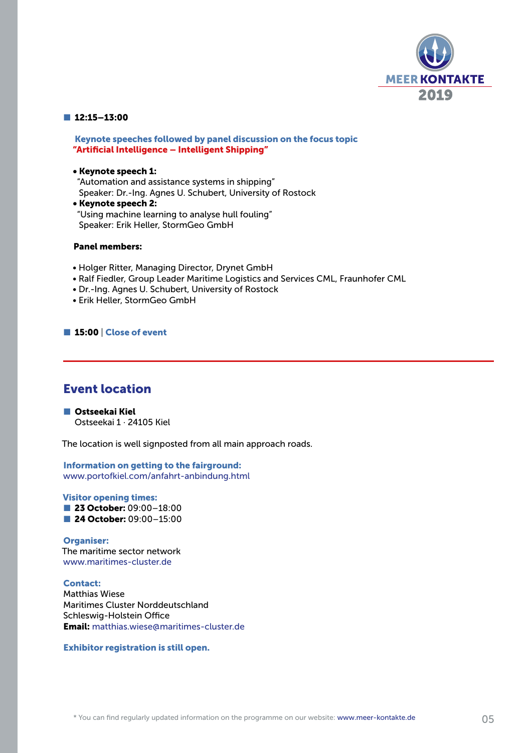■ **12:15–13:00**

**Keynote speeches followed by panel discussion on the focus topic**
**"Artificial Intelligence – Intelligent Shipping"**

- **Keynote speech 1:**
  "Automation and assistance systems in shipping"
  Speaker: Dr.-Ing. Agnes U. Schubert, University of Rostock
- **Keynote speech 2:**
  "Using machine learning to analyse hull fouling"
  Speaker: Erik Heller, StormGeo GmbH

**Panel members:**

- Holger Ritter, Managing Director, Drynet GmbH
- Ralf Fiedler, Group Leader Maritime Logistics and Services CML, Fraunhofer CML
- Dr.-Ing. Agnes U. Schubert, University of Rostock
- Erik Heller, StormGeo GmbH

■ **15:00** | **Close of event**

---

## Event location

■ **Ostseekai Kiel**
Ostseekai 1 · 24105 Kiel

The location is well signposted from all main approach roads.

**Information on getting to the fairground:**
www.portofkiel.com/anfahrt-anbindung.html

**Visitor opening times:**
■ **23 October:** 09:00–18:00
■ **24 October:** 09:00–15:00

**Organiser:**
The maritime sector network
www.maritimes-cluster.de

**Contact:**
Matthias Wiese
Maritimes Cluster Norddeutschland
Schleswig-Holstein Office
**Email:** matthias.wiese@maritimes-cluster.de

**Exhibitor registration is still open.**

* You can find regularly updated information on the programme on our website: www.meer-kontakte.de